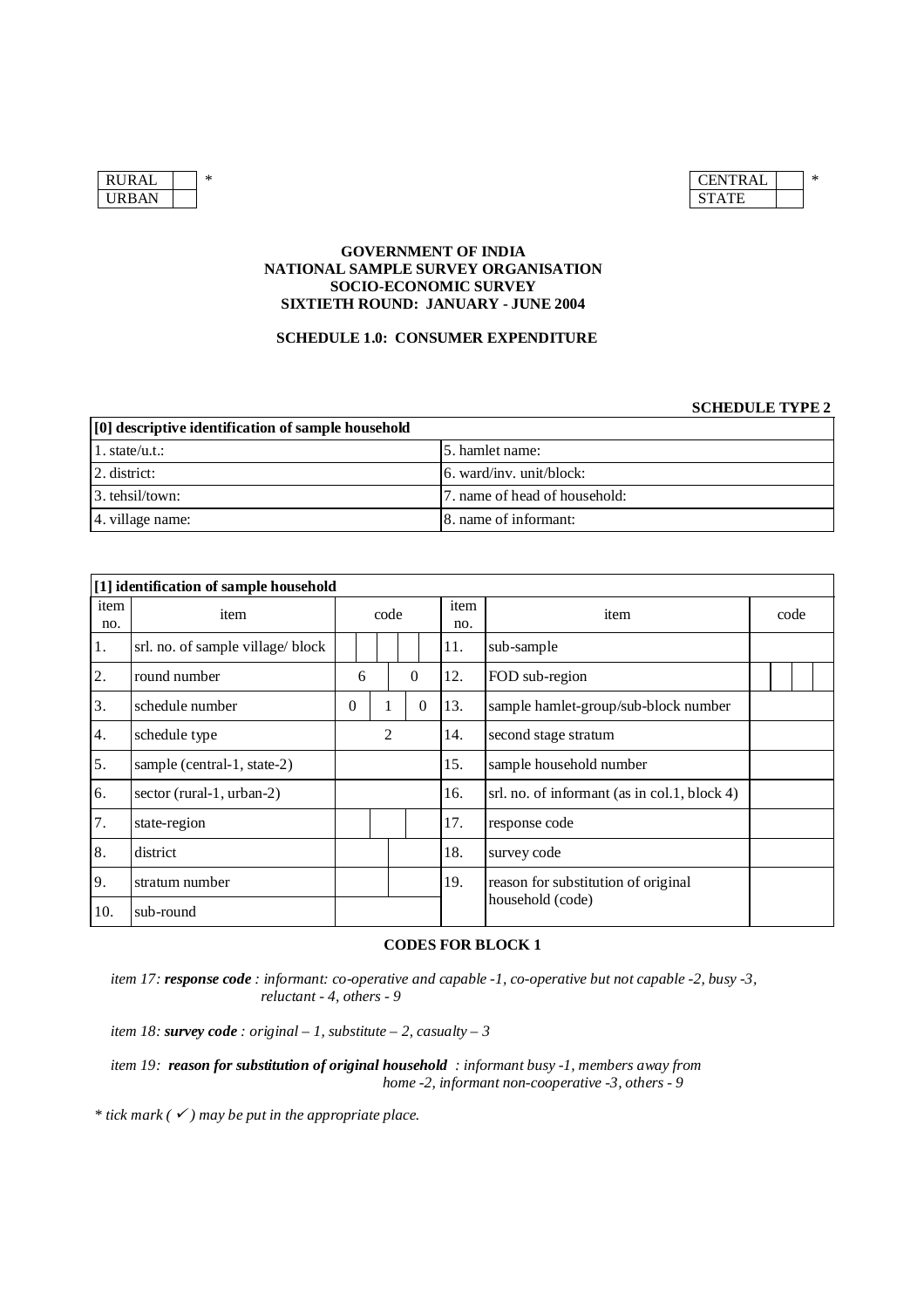| RURAL | | * |
|---|---|---|
| URBAN | | |

| CENTRAL | | * |
|---|---|---|
| STATE | | |

**GOVERNMENT OF INDIA**
**NATIONAL SAMPLE SURVEY ORGANISATION**
**SOCIO-ECONOMIC SURVEY**
**SIXTIETH ROUND: JANUARY - JUNE 2004**

**SCHEDULE 1.0: CONSUMER EXPENDITURE**

**SCHEDULE TYPE 2**

| [0] descriptive identification of sample household | |
|---|---|
| 1. state/u.t.: | 5. hamlet name: |
| 2. district: | 6. ward/inv. unit/block: |
| 3. tehsil/town: | 7. name of head of household: |
| 4. village name: | 8. name of informant: |

**[1] identification of sample household**

| item no. | item | code | item no. | item | code |
|---|---|---|---|---|---|
| 1. | srl. no. of sample village/ block | | 11. | sub-sample | |
| 2. | round number | 6 0 | 12. | FOD sub-region | |
| 3. | schedule number | 0 1 0 | 13. | sample hamlet-group/sub-block number | |
| 4. | schedule type | 2 | 14. | second stage stratum | |
| 5. | sample (central-1, state-2) | | 15. | sample household number | |
| 6. | sector (rural-1, urban-2) | | 16. | srl. no. of informant (as in col.1, block 4) | |
| 7. | state-region | | 17. | response code | |
| 8. | district | | 18. | survey code | |
| 9. | stratum number | | 19. | reason for substitution of original household (code) | |
| 10. | sub-round | | | | |

**CODES FOR BLOCK 1**

*item 17: **response code** : informant: co-operative and capable -1, co-operative but not capable -2, busy -3, reluctant - 4, others - 9*

*item 18: **survey code** : original – 1, substitute – 2, casualty – 3*

*item 19: **reason for substitution of original household** : informant busy -1, members away from home -2, informant non-cooperative -3, others - 9*

*\* tick mark ( ✓ ) may be put in the appropriate place.*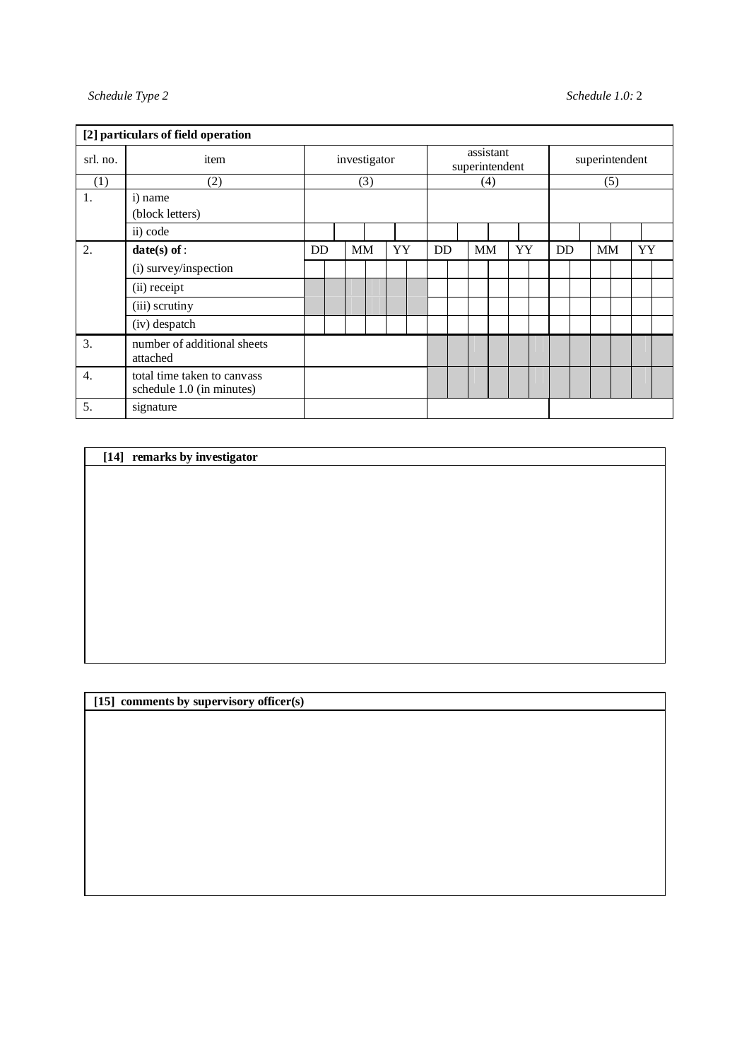"Schedule Type 2" and "Schedule 1.0: 2" are running headers — omit.

**[2] particulars of field operation**

| srl. no. | item | investigator | assistant superintendent | superintendent |
|---|---|---|---|---|
| (1) | (2) | (3) | (4) | (5) |
| 1. | i) name (block letters) | | | |
| | ii) code | | | |
| 2. | **date(s) of** : | DD MM YY | DD MM YY | DD MM YY |
| | (i) survey/inspection | | | |
| | (ii) receipt | | | |
| | (iii) scrutiny | | | |
| | (iv) despatch | | | |
| 3. | number of additional sheets attached | | | |
| 4. | total time taken to canvass schedule 1.0 (in minutes) | | | |
| 5. | signature | | | |

**[14] remarks by investigator**

**[15] comments by supervisory officer(s)**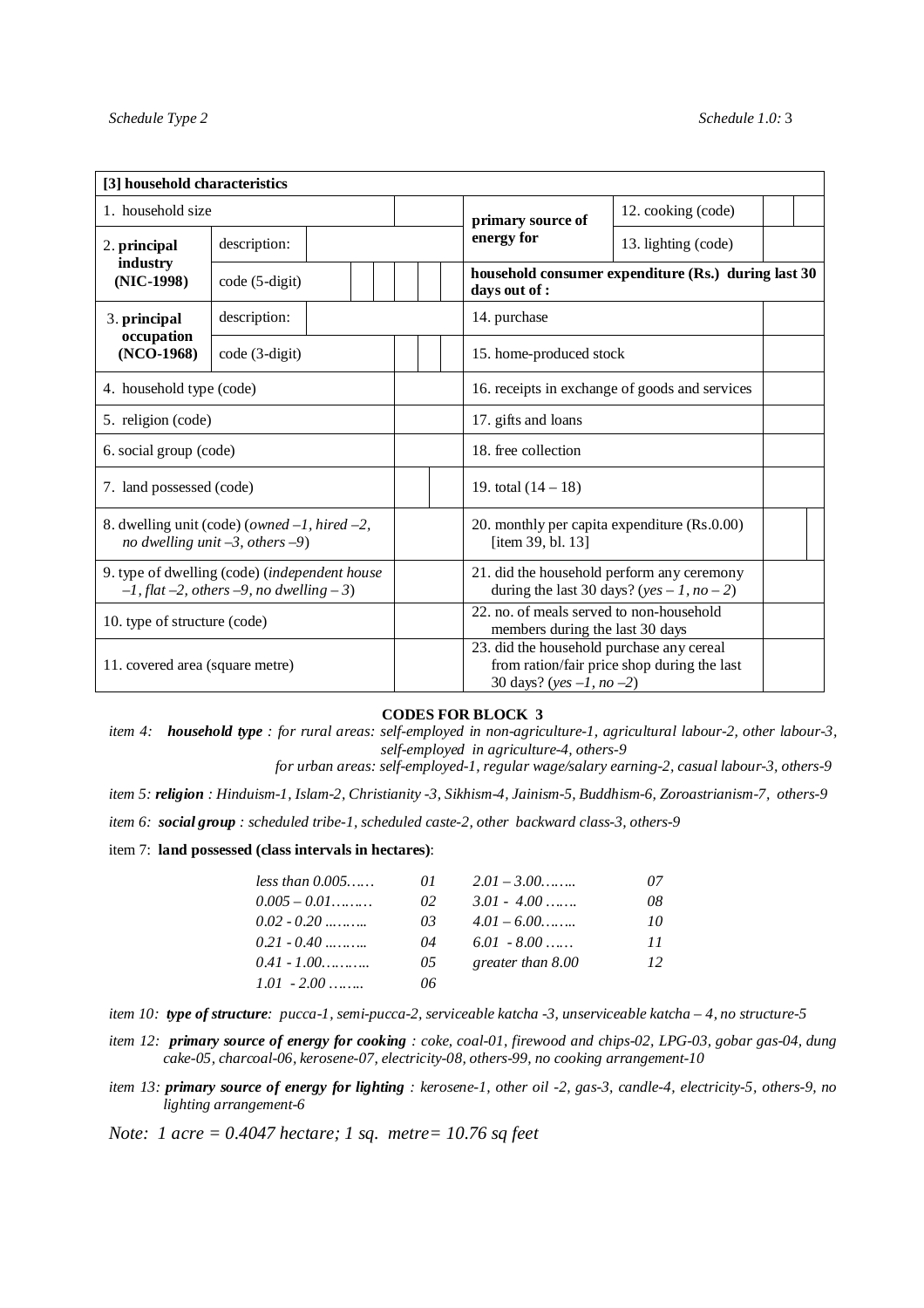| [3] household characteristics | | | | |
|---|---|---|---|---|
| 1. household size | | | primary source of energy for | 12. cooking (code) | |
| 2. principal industry (NIC-1998) | description: | | | 13. lighting (code) | |
| | code (5-digit) | | household consumer expenditure (Rs.) during last 30 days out of : | | |
| 3. principal occupation (NCO-1968) | description: | | 14. purchase | | |
| | code (3-digit) | | 15. home-produced stock | | |
| 4. household type (code) | | | 16. receipts in exchange of goods and services | | |
| 5. religion (code) | | | 17. gifts and loans | | |
| 6. social group (code) | | | 18. free collection | | |
| 7. land possessed (code) | | | 19. total (14 – 18) | | |
| 8. dwelling unit (code) (*owned –1, hired –2, no dwelling unit –3, others –9*) | | | 20. monthly per capita expenditure (Rs.0.00) [item 39, bl. 13] | | |
| 9. type of dwelling (code) (*independent house –1, flat –2, others –9, no dwelling – 3*) | | | 21. did the household perform any ceremony during the last 30 days? (*yes – 1, no – 2*) | | |
| 10. type of structure (code) | | | 22. no. of meals served to non-household members during the last 30 days | | |
| 11. covered area (square metre) | | | 23. did the household purchase any cereal from ration/fair price shop during the last 30 days? (*yes –1, no –2*) | | |

**CODES FOR BLOCK 3**

*item 4:* ***household type*** *: for rural areas: self-employed in non-agriculture-1, agricultural labour-2, other labour-3, self-employed in agriculture-4, others-9*

*for urban areas: self-employed-1, regular wage/salary earning-2, casual labour-3, others-9*

*item 5:* ***religion*** *: Hinduism-1, Islam-2, Christianity -3, Sikhism-4, Jainism-5, Buddhism-6, Zoroastrianism-7, others-9*

*item 6:* ***social group*** *: scheduled tribe-1, scheduled caste-2, other backward class-3, others-9*

item 7: **land possessed (class intervals in hectares)**:

| | | | |
|---|---|---|---|
| *less than 0.005……* | *01* | *2.01 – 3.00……..* | *07* |
| *0.005 – 0.01………* | *02* | *3.01 - 4.00 …….* | *08* |
| *0.02 - 0.20 ……….* | *03* | *4.01 – 6.00……..* | *10* |
| *0.21 - 0.40 ……….* | *04* | *6.01 - 8.00 ……* | *11* |
| *0.41 - 1.00……….* | *05* | *greater than 8.00* | *12* |
| *1.01 - 2.00 ……..* | *06* | | |

*item 10:* ***type of structure****: pucca-1, semi-pucca-2, serviceable katcha -3, unserviceable katcha – 4, no structure-5*

*item 12:* ***primary source of energy for cooking*** *: coke, coal-01, firewood and chips-02, LPG-03, gobar gas-04, dung cake-05, charcoal-06, kerosene-07, electricity-08, others-99, no cooking arrangement-10*

*item 13:* ***primary source of energy for lighting*** *: kerosene-1, other oil -2, gas-3, candle-4, electricity-5, others-9, no lighting arrangement-6*

*Note: 1 acre = 0.4047 hectare; 1 sq. metre= 10.76 sq feet*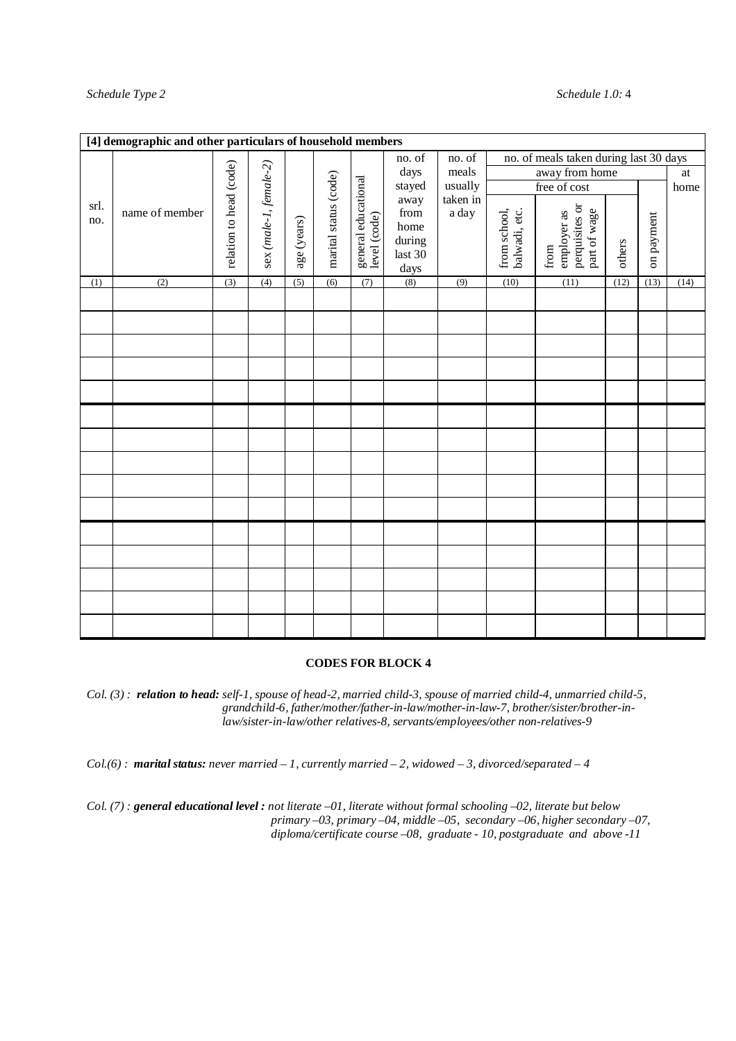**[4] demographic and other particulars of household members**

| srl. no. | name of member | relation to head (code) | sex (*male-1, female-2*) | age (years) | marital status (code) | general educational level (code) | no. of days stayed away from home during last 30 days | no. of meals usually taken in a day | no. of meals taken during last 30 days | | | | |
|---|---|---|---|---|---|---|---|---|---|---|---|---|---|
| | | | | | | | | | away from home | | | | at home |
| | | | | | | | | | free of cost | | | on payment | |
| | | | | | | | | | from school, balwadi, etc. | from employer as perquisites or part of wage | others | | |
| (1) | (2) | (3) | (4) | (5) | (6) | (7) | (8) | (9) | (10) | (11) | (12) | (13) | (14) |
| | | | | | | | | | | | | | |
| | | | | | | | | | | | | | |
| | | | | | | | | | | | | | |
| | | | | | | | | | | | | | |
| | | | | | | | | | | | | | |
| | | | | | | | | | | | | | |
| | | | | | | | | | | | | | |
| | | | | | | | | | | | | | |
| | | | | | | | | | | | | | |
| | | | | | | | | | | | | | |
| | | | | | | | | | | | | | |
| | | | | | | | | | | | | | |
| | | | | | | | | | | | | | |
| | | | | | | | | | | | | | |
| | | | | | | | | | | | | | |

**CODES FOR BLOCK 4**

*Col. (3) :* ***relation to head:*** *self-1, spouse of head-2, married child-3, spouse of married child-4, unmarried child-5, grandchild-6, father/mother/father-in-law/mother-in-law-7, brother/sister/brother-in-law/sister-in-law/other relatives-8, servants/employees/other non-relatives-9*

*Col.(6) :* ***marital status:*** *never married – 1, currently married – 2, widowed – 3, divorced/separated – 4*

*Col. (7) :* ***general educational level :*** *not literate –01, literate without formal schooling –02, literate but below primary –03, primary –04, middle –05, secondary –06, higher secondary –07, diploma/certificate course –08, graduate - 10, postgraduate and above -11*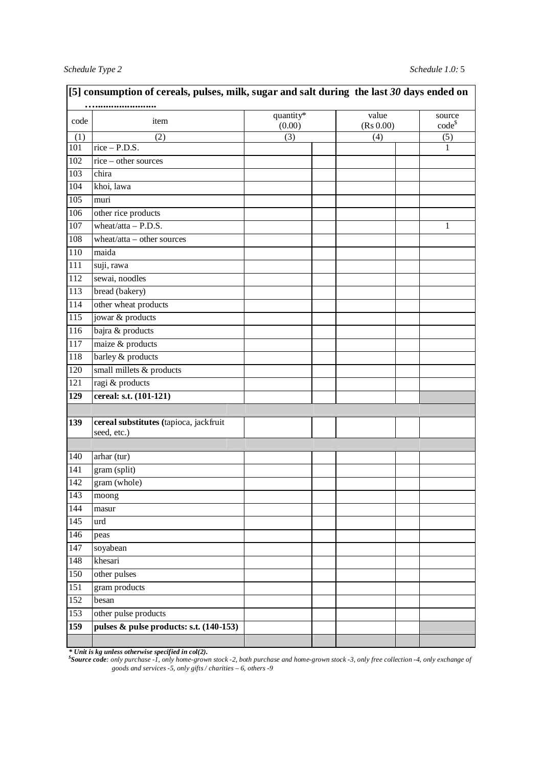**[5] consumption of cereals, pulses, milk, sugar and salt during the last *30* days ended on ……………………**

| code | item | quantity* (0.00) | | value (Rs 0.00) | | source code[$] |
|---|---|---|---|---|---|---|
| (1) | (2) | (3) | | (4) | | (5) |
| 101 | rice – P.D.S. | | | | | 1 |
| 102 | rice – other sources | | | | | |
| 103 | chira | | | | | |
| 104 | khoi, lawa | | | | | |
| 105 | muri | | | | | |
| 106 | other rice products | | | | | |
| 107 | wheat/atta – P.D.S. | | | | | 1 |
| 108 | wheat/atta – other sources | | | | | |
| 110 | maida | | | | | |
| 111 | suji, rawa | | | | | |
| 112 | sewai, noodles | | | | | |
| 113 | bread (bakery) | | | | | |
| 114 | other wheat products | | | | | |
| 115 | jowar & products | | | | | |
| 116 | bajra & products | | | | | |
| 117 | maize & products | | | | | |
| 118 | barley & products | | | | | |
| 120 | small millets & products | | | | | |
| 121 | ragi & products | | | | | |
| **129** | **cereal: s.t. (101-121)** | | | | | |
| | | | | | | |
| **139** | **cereal substitutes (**tapioca, jackfruit seed, etc.) | | | | | |
| | | | | | | |
| 140 | arhar (tur) | | | | | |
| 141 | gram (split) | | | | | |
| 142 | gram (whole) | | | | | |
| 143 | moong | | | | | |
| 144 | masur | | | | | |
| 145 | urd | | | | | |
| 146 | peas | | | | | |
| 147 | soyabean | | | | | |
| 148 | khesari | | | | | |
| 150 | other pulses | | | | | |
| 151 | gram products | | | | | |
| 152 | besan | | | | | |
| 153 | other pulse products | | | | | |
| **159** | **pulses & pulse products: s.t. (140-153)** | | | | | |
| | | | | | | |

***\* Unit is kg unless otherwise specified in col(2).***

**[$]*Source code*:** *only purchase -1, only home-grown stock -2, both purchase and home-grown stock -3, only free collection -4, only exchange of goods and services -5, only gifts / charities – 6, others -9*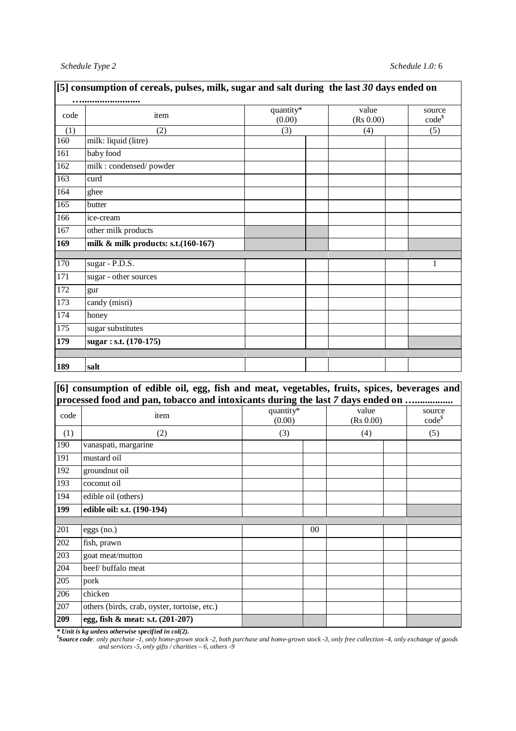**[5] consumption of cereals, pulses, milk, sugar and salt during the last *30* days ended on ……......................**

| code | item | quantity* (0.00) | | value (Rs 0.00) | | source code$ |
|---|---|---|---|---|---|---|
| (1) | (2) | (3) | | (4) | | (5) |
| 160 | milk: liquid (litre) | | | | | |
| 161 | baby food | | | | | |
| 162 | milk : condensed/ powder | | | | | |
| 163 | curd | | | | | |
| 164 | ghee | | | | | |
| 165 | butter | | | | | |
| 166 | ice-cream | | | | | |
| 167 | other milk products | | | | | |
| **169** | **milk & milk products: s.t.(160-167)** | | | | | |
| | | | | | | |
| 170 | sugar - P.D.S. | | | | | 1 |
| 171 | sugar - other sources | | | | | |
| 172 | gur | | | | | |
| 173 | candy (misri) | | | | | |
| 174 | honey | | | | | |
| 175 | sugar substitutes | | | | | |
| **179** | **sugar : s.t. (170-175)** | | | | | |
| | | | | | | |
| **189** | **salt** | | | | | |

**[6] consumption of edible oil, egg, fish and meat, vegetables, fruits, spices, beverages and processed food and pan, tobacco and intoxicants during the last *7* days ended on ……..............**

| code | item | quantity* (0.00) | | value (Rs 0.00) | | source code$ |
|---|---|---|---|---|---|---|
| (1) | (2) | (3) | | (4) | | (5) |
| 190 | vanaspati, margarine | | | | | |
| 191 | mustard oil | | | | | |
| 192 | groundnut oil | | | | | |
| 193 | coconut oil | | | | | |
| 194 | edible oil (others) | | | | | |
| **199** | **edible oil: s.t. (190-194)** | | | | | |
| | | | | | | |
| 201 | eggs (no.) | | 00 | | | |
| 202 | fish, prawn | | | | | |
| 203 | goat meat/mutton | | | | | |
| 204 | beef/ buffalo meat | | | | | |
| 205 | pork | | | | | |
| 206 | chicken | | | | | |
| 207 | others (birds, crab, oyster, tortoise, etc.) | | | | | |
| **209** | **egg, fish & meat: s.t. (201-207)** | | | | | |

***** *Unit is kg unless otherwise specified in col(2).*

$ ***Source code****: only purchase -1, only home-grown stock -2, both purchase and home-grown stock -3, only free collection -4, only exchange of goods and services -5, only gifts / charities – 6, others -9*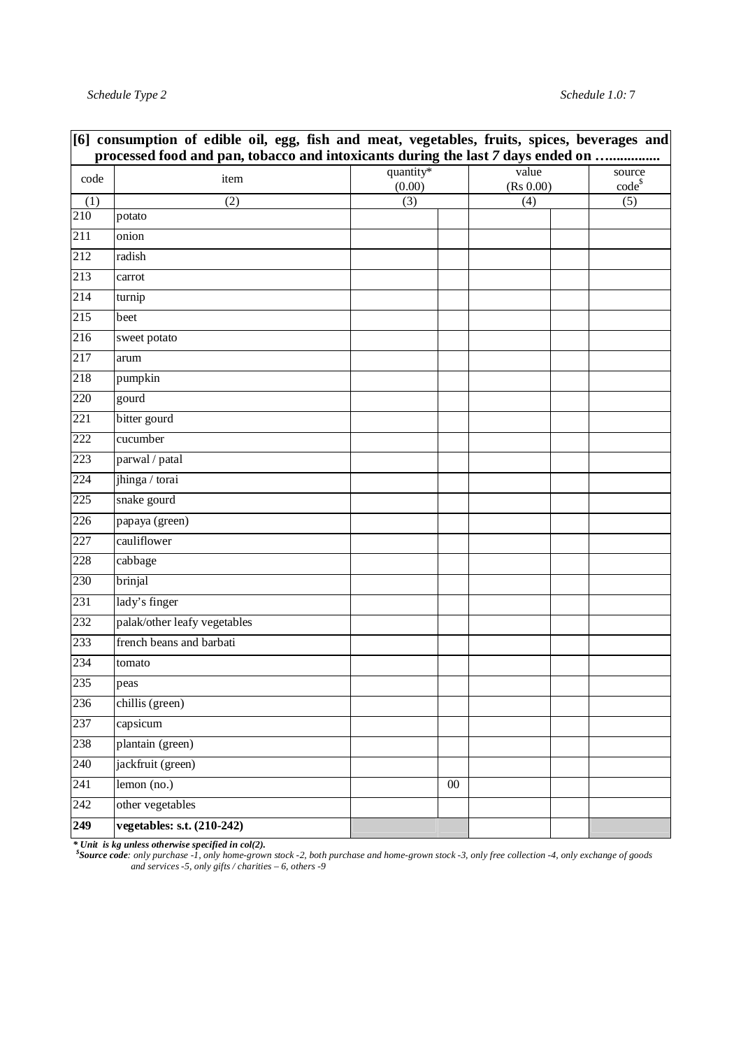| [6] consumption of edible oil, egg, fish and meat, vegetables, fruits, spices, beverages and processed food and pan, tobacco and intoxicants during the last *7* days ended on …............. | | | | | | |
|---|---|---|---|---|---|---|
| code | item | quantity* (0.00) | | value (Rs 0.00) | | source code$ |
| (1) | (2) | (3) | | (4) | | (5) |
| 210 | potato | | | | | |
| 211 | onion | | | | | |
| 212 | radish | | | | | |
| 213 | carrot | | | | | |
| 214 | turnip | | | | | |
| 215 | beet | | | | | |
| 216 | sweet potato | | | | | |
| 217 | arum | | | | | |
| 218 | pumpkin | | | | | |
| 220 | gourd | | | | | |
| 221 | bitter gourd | | | | | |
| 222 | cucumber | | | | | |
| 223 | parwal / patal | | | | | |
| 224 | jhinga / torai | | | | | |
| 225 | snake gourd | | | | | |
| 226 | papaya (green) | | | | | |
| 227 | cauliflower | | | | | |
| 228 | cabbage | | | | | |
| 230 | brinjal | | | | | |
| 231 | lady's finger | | | | | |
| 232 | palak/other leafy vegetables | | | | | |
| 233 | french beans and barbati | | | | | |
| 234 | tomato | | | | | |
| 235 | peas | | | | | |
| 236 | chillis (green) | | | | | |
| 237 | capsicum | | | | | |
| 238 | plantain (green) | | | | | |
| 240 | jackfruit (green) | | | | | |
| 241 | lemon (no.) | | 00 | | | |
| 242 | other vegetables | | | | | |
| **249** | **vegetables: s.t. (210-242)** | | | | | |

***\* Unit is kg unless otherwise specified in col(2).***

*$**Source code**: only purchase -1, only home-grown stock -2, both purchase and home-grown stock -3, only free collection -4, only exchange of goods and services -5, only gifts / charities – 6, others -9*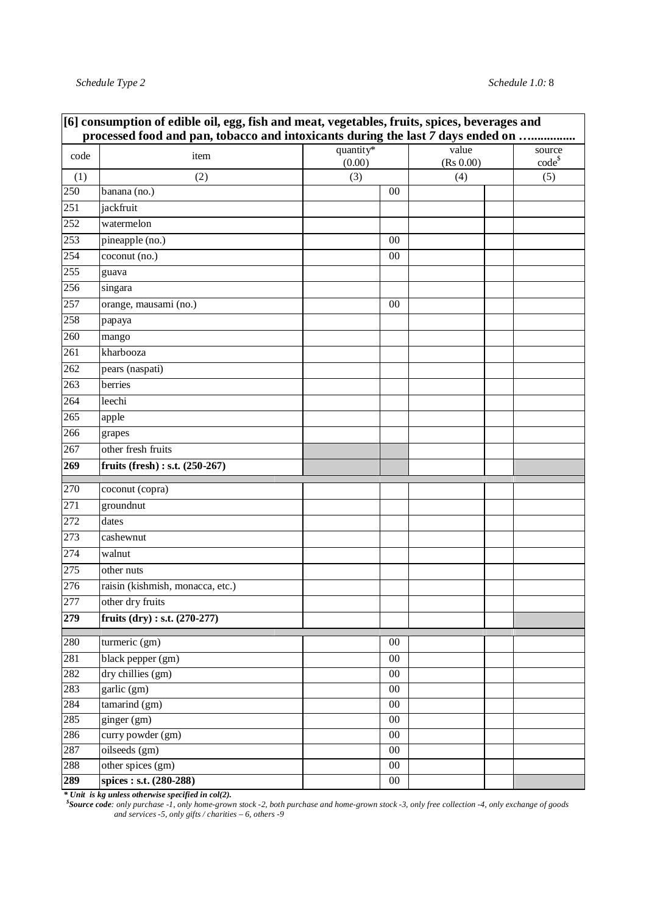| code | item | quantity* (0.00) | | value (Rs 0.00) | | source code[$] |
|---|---|---|---|---|---|---|
| (1) | (2) | (3) | | (4) | | (5) |
| 250 | banana (no.) | | 00 | | | |
| 251 | jackfruit | | | | | |
| 252 | watermelon | | | | | |
| 253 | pineapple (no.) | | 00 | | | |
| 254 | coconut (no.) | | 00 | | | |
| 255 | guava | | | | | |
| 256 | singara | | | | | |
| 257 | orange, mausami (no.) | | 00 | | | |
| 258 | papaya | | | | | |
| 260 | mango | | | | | |
| 261 | kharbooza | | | | | |
| 262 | pears (naspati) | | | | | |
| 263 | berries | | | | | |
| 264 | leechi | | | | | |
| 265 | apple | | | | | |
| 266 | grapes | | | | | |
| 267 | other fresh fruits | | | | | |
| **269** | **fruits (fresh) : s.t. (250-267)** | | | | | |
| 270 | coconut (copra) | | | | | |
| 271 | groundnut | | | | | |
| 272 | dates | | | | | |
| 273 | cashewnut | | | | | |
| 274 | walnut | | | | | |
| 275 | other nuts | | | | | |
| 276 | raisin (kishmish, monacca, etc.) | | | | | |
| 277 | other dry fruits | | | | | |
| **279** | **fruits (dry) : s.t. (270-277)** | | | | | |
| 280 | turmeric (gm) | | 00 | | | |
| 281 | black pepper (gm) | | 00 | | | |
| 282 | dry chillies (gm) | | 00 | | | |
| 283 | garlic (gm) | | 00 | | | |
| 284 | tamarind (gm) | | 00 | | | |
| 285 | ginger (gm) | | 00 | | | |
| 286 | curry powder (gm) | | 00 | | | |
| 287 | oilseeds (gm) | | 00 | | | |
| 288 | other spices (gm) | | 00 | | | |
| **289** | **spices : s.t. (280-288)** | | 00 | | | |

***[6] consumption of edible oil, egg, fish and meat, vegetables, fruits, spices, beverages and processed food and pan, tobacco and intoxicants during the last 7 days ended on …..............***

***\* Unit is kg unless otherwise specified in col(2).***

*[$]**Source code**: only purchase -1, only home-grown stock -2, both purchase and home-grown stock -3, only free collection -4, only exchange of goods and services -5, only gifts / charities – 6, others -9*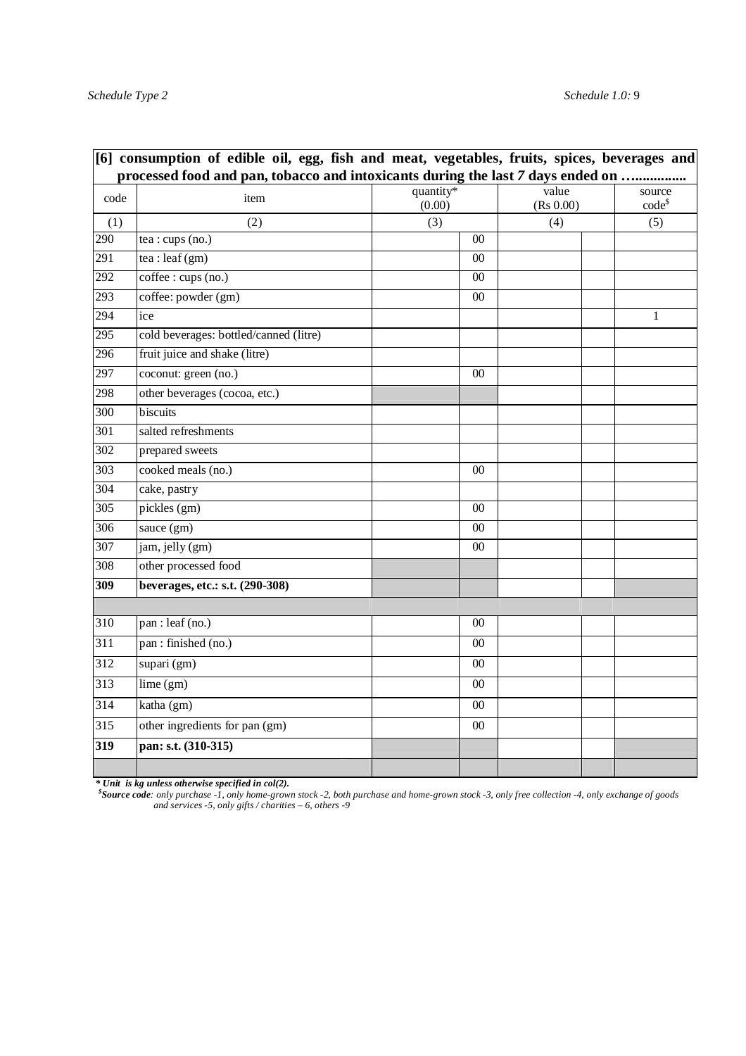| [6] consumption of edible oil, egg, fish and meat, vegetables, fruits, spices, beverages and processed food and pan, tobacco and intoxicants during the last 7 days ended on …............. | | | | | | |
|---|---|---|---|---|---|---|
| code | item | quantity* (0.00) | | value (Rs 0.00) | | source code[$] |
| (1) | (2) | (3) | | (4) | | (5) |
| 290 | tea : cups (no.) | | 00 | | | |
| 291 | tea : leaf (gm) | | 00 | | | |
| 292 | coffee : cups (no.) | | 00 | | | |
| 293 | coffee: powder (gm) | | 00 | | | |
| 294 | ice | | | | | 1 |
| 295 | cold beverages: bottled/canned (litre) | | | | | |
| 296 | fruit juice and shake (litre) | | | | | |
| 297 | coconut: green (no.) | | 00 | | | |
| 298 | other beverages (cocoa, etc.) | | | | | |
| 300 | biscuits | | | | | |
| 301 | salted refreshments | | | | | |
| 302 | prepared sweets | | | | | |
| 303 | cooked meals (no.) | | 00 | | | |
| 304 | cake, pastry | | | | | |
| 305 | pickles (gm) | | 00 | | | |
| 306 | sauce (gm) | | 00 | | | |
| 307 | jam, jelly (gm) | | 00 | | | |
| 308 | other processed food | | | | | |
| **309** | **beverages, etc.: s.t. (290-308)** | | | | | |
| | | | | | | |
| 310 | pan : leaf (no.) | | 00 | | | |
| 311 | pan : finished (no.) | | 00 | | | |
| 312 | supari (gm) | | 00 | | | |
| 313 | lime (gm) | | 00 | | | |
| 314 | katha (gm) | | 00 | | | |
| 315 | other ingredients for pan (gm) | | 00 | | | |
| **319** | **pan: s.t. (310-315)** | | | | | |
| | | | | | | |

***\* Unit is kg unless otherwise specified in col(2).***

***[$]Source code**: only purchase -1, only home-grown stock -2, both purchase and home-grown stock -3, only free collection -4, only exchange of goods and services -5, only gifts / charities – 6, others -9*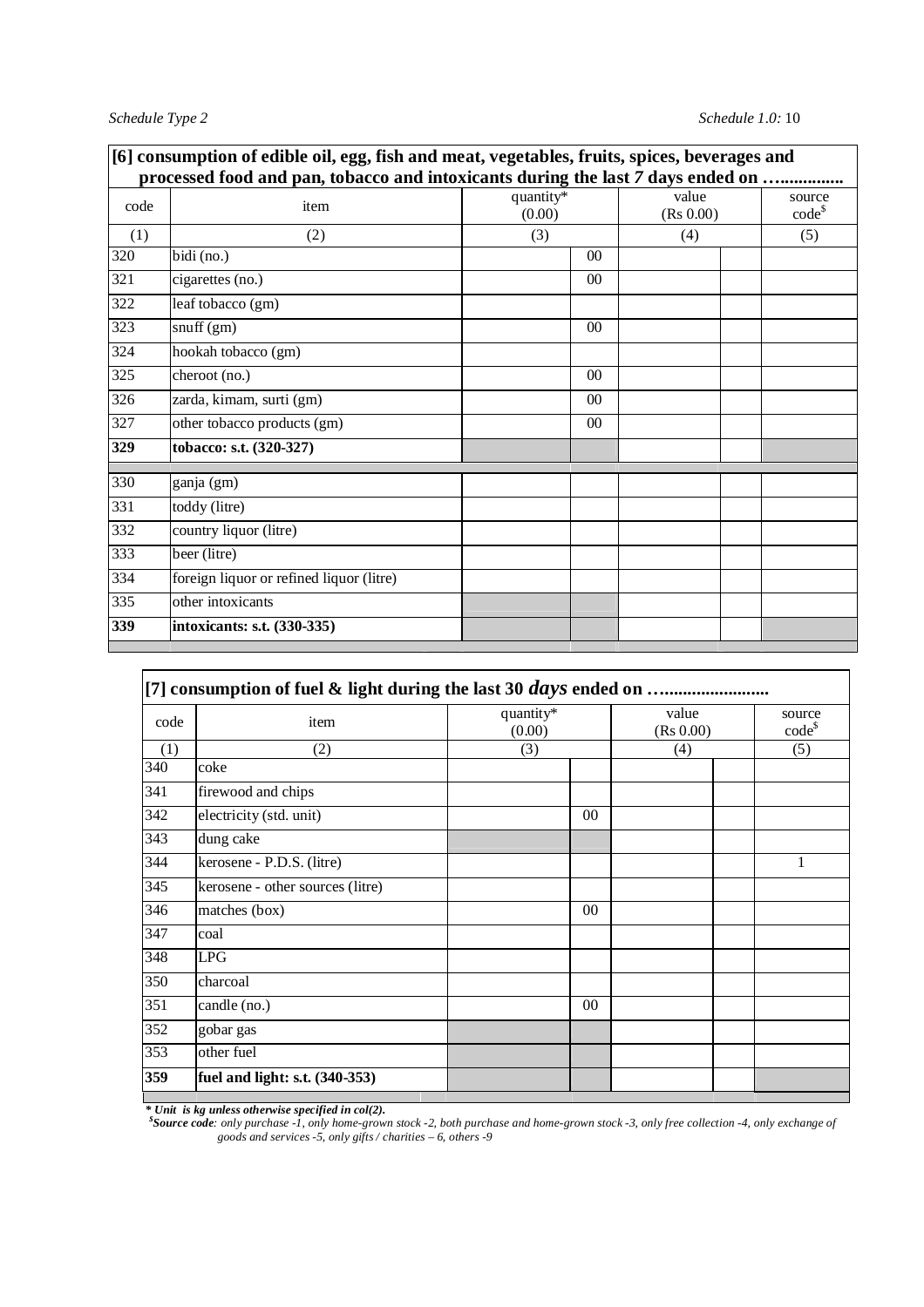| [6] consumption of edible oil, egg, fish and meat, vegetables, fruits, spices, beverages and processed food and pan, tobacco and intoxicants during the last 7 days ended on …............. | | | | | | |
|---|---|---|---|---|---|---|
| code | item | quantity* (0.00) | | value (Rs 0.00) | | source code[$] |
| (1) | (2) | (3) | | (4) | | (5) |
| 320 | bidi (no.) | | 00 | | | |
| 321 | cigarettes (no.) | | 00 | | | |
| 322 | leaf tobacco (gm) | | | | | |
| 323 | snuff (gm) | | 00 | | | |
| 324 | hookah tobacco (gm) | | | | | |
| 325 | cheroot (no.) | | 00 | | | |
| 326 | zarda, kimam, surti (gm) | | 00 | | | |
| 327 | other tobacco products (gm) | | 00 | | | |
| **329** | **tobacco: s.t. (320-327)** | | | | | |
| 330 | ganja (gm) | | | | | |
| 331 | toddy (litre) | | | | | |
| 332 | country liquor (litre) | | | | | |
| 333 | beer (litre) | | | | | |
| 334 | foreign liquor or refined liquor (litre) | | | | | |
| 335 | other intoxicants | | | | | |
| **339** | **intoxicants: s.t. (330-335)** | | | | | |

| [7] consumption of fuel & light during the last 30 *days* ended on …...................... | | | | | | |
|---|---|---|---|---|---|---|
| code | item | quantity* (0.00) | | value (Rs 0.00) | | source code[$] |
| (1) | (2) | (3) | | (4) | | (5) |
| 340 | coke | | | | | |
| 341 | firewood and chips | | | | | |
| 342 | electricity (std. unit) | | 00 | | | |
| 343 | dung cake | | | | | |
| 344 | kerosene - P.D.S. (litre) | | | | | 1 |
| 345 | kerosene - other sources (litre) | | | | | |
| 346 | matches (box) | | 00 | | | |
| 347 | coal | | | | | |
| 348 | LPG | | | | | |
| 350 | charcoal | | | | | |
| 351 | candle (no.) | | 00 | | | |
| 352 | gobar gas | | | | | |
| 353 | other fuel | | | | | |
| **359** | **fuel and light: s.t. (340-353)** | | | | | |

***** *Unit is kg unless otherwise specified in col(2).*

[$]***Source code***: *only purchase -1, only home-grown stock -2, both purchase and home-grown stock -3, only free collection -4, only exchange of goods and services -5, only gifts / charities – 6, others -9*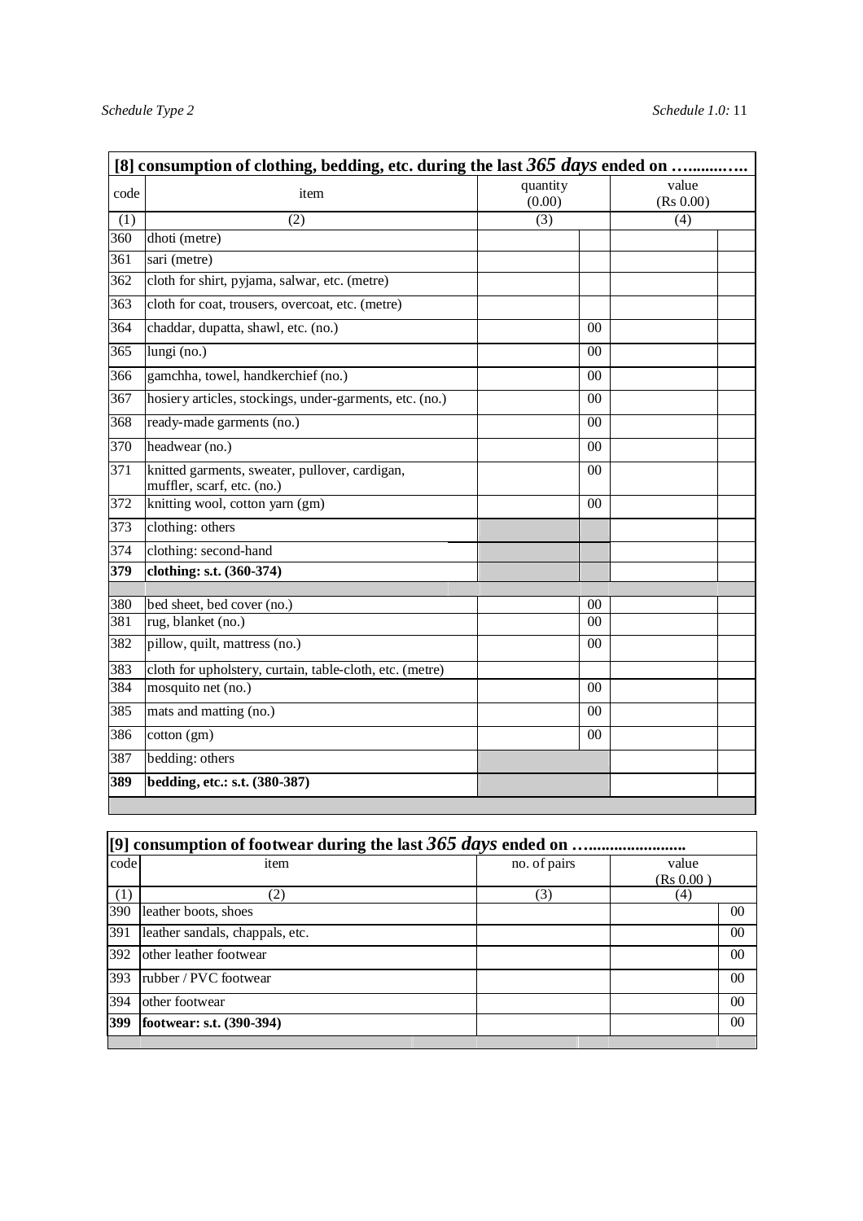| [8] consumption of clothing, bedding, etc. during the last *365 days* ended on ………….. | | | | | |
|---|---|---|---|---|---|
| code | item | quantity (0.00) | | value (Rs 0.00) | |
| (1) | (2) | (3) | | (4) | |
| 360 | dhoti (metre) | | | | |
| 361 | sari (metre) | | | | |
| 362 | cloth for shirt, pyjama, salwar, etc. (metre) | | | | |
| 363 | cloth for coat, trousers, overcoat, etc. (metre) | | | | |
| 364 | chaddar, dupatta, shawl, etc. (no.) | | 00 | | |
| 365 | lungi (no.) | | 00 | | |
| 366 | gamchha, towel, handkerchief (no.) | | 00 | | |
| 367 | hosiery articles, stockings, under-garments, etc. (no.) | | 00 | | |
| 368 | ready-made garments (no.) | | 00 | | |
| 370 | headwear (no.) | | 00 | | |
| 371 | knitted garments, sweater, pullover, cardigan, muffler, scarf, etc. (no.) | | 00 | | |
| 372 | knitting wool, cotton yarn (gm) | | 00 | | |
| 373 | clothing: others | | | | |
| 374 | clothing: second-hand | | | | |
| **379** | **clothing: s.t. (360-374)** | | | | |
| | | | | | |
| 380 | bed sheet, bed cover (no.) | | 00 | | |
| 381 | rug, blanket (no.) | | 00 | | |
| 382 | pillow, quilt, mattress (no.) | | 00 | | |
| 383 | cloth for upholstery, curtain, table-cloth, etc. (metre) | | | | |
| 384 | mosquito net (no.) | | 00 | | |
| 385 | mats and matting (no.) | | 00 | | |
| 386 | cotton (gm) | | 00 | | |
| 387 | bedding: others | | | | |
| **389** | **bedding, etc.: s.t. (380-387)** | | | | |

| [9] consumption of footwear during the last *365 days* ended on ……................... | | | | |
|---|---|---|---|---|
| code | item | no. of pairs | value (Rs 0.00 ) | |
| (1) | (2) | (3) | (4) | |
| 390 | leather boots, shoes | | | 00 |
| 391 | leather sandals, chappals, etc. | | | 00 |
| 392 | other leather footwear | | | 00 |
| 393 | rubber / PVC footwear | | | 00 |
| 394 | other footwear | | | 00 |
| **399** | **footwear: s.t. (390-394)** | | | 00 |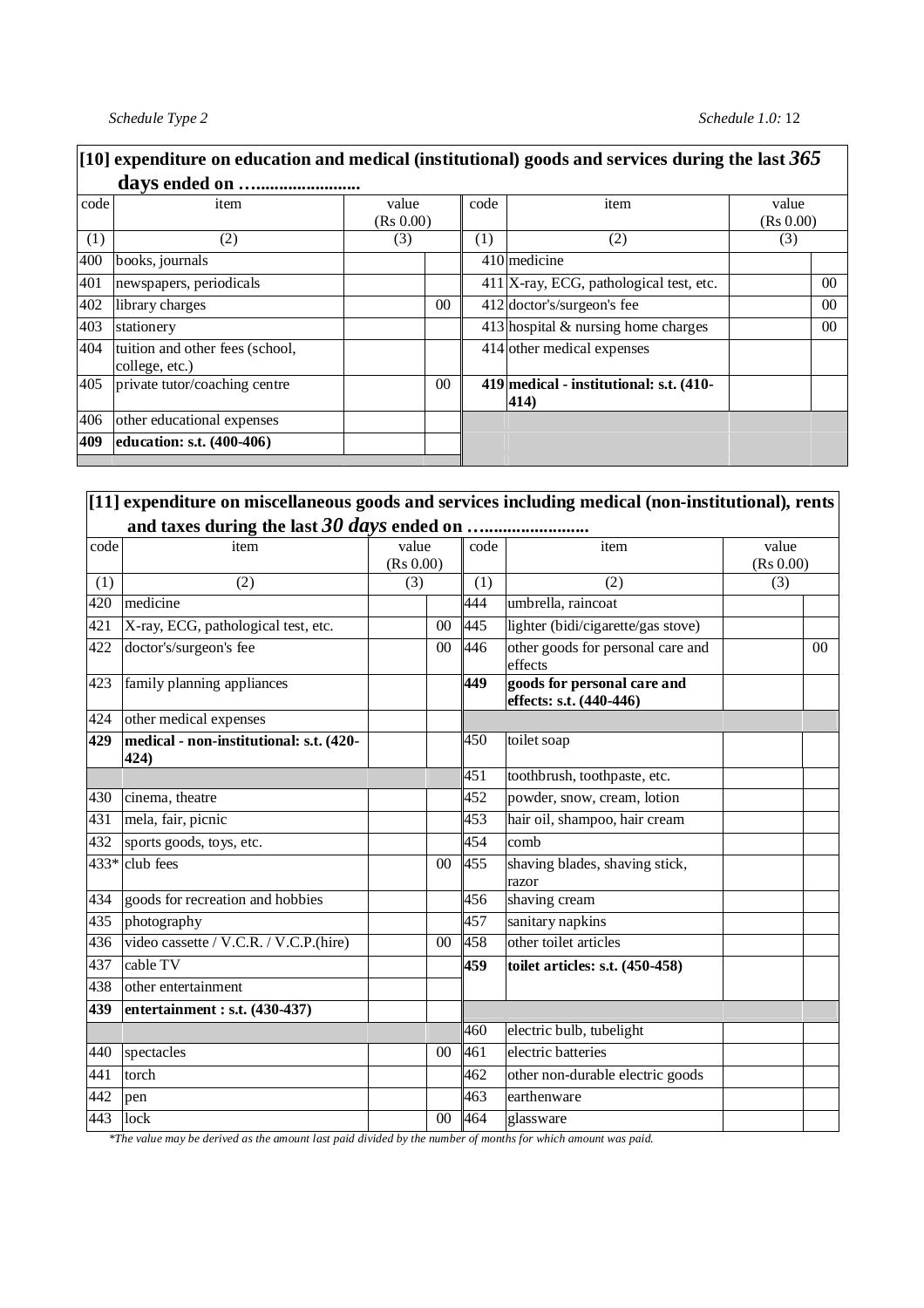## [10] expenditure on education and medical (institutional) goods and services during the last *365 days* ended on ….......................

| code | item | value (Rs 0.00) | | code | item | value (Rs 0.00) | |
|---|---|---|---|---|---|---|---|
| (1) | (2) | (3) | | (1) | (2) | (3) | |
| 400 | books, journals | | | 410 | medicine | | |
| 401 | newspapers, periodicals | | | 411 | X-ray, ECG, pathological test, etc. | | 00 |
| 402 | library charges | | 00 | 412 | doctor's/surgeon's fee | | 00 |
| 403 | stationery | | | 413 | hospital & nursing home charges | | 00 |
| 404 | tuition and other fees (school, college, etc.) | | | 414 | other medical expenses | | |
| 405 | private tutor/coaching centre | | 00 | **419** | **medical - institutional: s.t. (410-414)** | | |
| 406 | other educational expenses | | | | | | |
| **409** | **education: s.t. (400-406)** | | | | | | |

## [11] expenditure on miscellaneous goods and services including medical (non-institutional), rents and taxes during the last *30 days* ended on ….......................

| code | item | value (Rs 0.00) | | code | item | value (Rs 0.00) | |
|---|---|---|---|---|---|---|---|
| (1) | (2) | (3) | | (1) | (2) | (3) | |
| 420 | medicine | | | 444 | umbrella, raincoat | | |
| 421 | X-ray, ECG, pathological test, etc. | | 00 | 445 | lighter (bidi/cigarette/gas stove) | | |
| 422 | doctor's/surgeon's fee | | 00 | 446 | other goods for personal care and effects | | 00 |
| 423 | family planning appliances | | | **449** | **goods for personal care and effects: s.t. (440-446)** | | |
| 424 | other medical expenses | | | | | | |
| **429** | **medical - non-institutional: s.t. (420-424)** | | | 450 | toilet soap | | |
| | | | | 451 | toothbrush, toothpaste, etc. | | |
| 430 | cinema, theatre | | | 452 | powder, snow, cream, lotion | | |
| 431 | mela, fair, picnic | | | 453 | hair oil, shampoo, hair cream | | |
| 432 | sports goods, toys, etc. | | | 454 | comb | | |
| 433* | club fees | | 00 | 455 | shaving blades, shaving stick, razor | | |
| 434 | goods for recreation and hobbies | | | 456 | shaving cream | | |
| 435 | photography | | | 457 | sanitary napkins | | |
| 436 | video cassette / V.C.R. / V.C.P.(hire) | | 00 | 458 | other toilet articles | | |
| 437 | cable TV | | | **459** | **toilet articles: s.t. (450-458)** | | |
| 438 | other entertainment | | | | | | |
| **439** | **entertainment : s.t. (430-437)** | | | | | | |
| | | | | 460 | electric bulb, tubelight | | |
| 440 | spectacles | | 00 | 461 | electric batteries | | |
| 441 | torch | | | 462 | other non-durable electric goods | | |
| 442 | pen | | | 463 | earthenware | | |
| 443 | lock | | 00 | 464 | glassware | | |

*\*The value may be derived as the amount last paid divided by the number of months for which amount was paid.*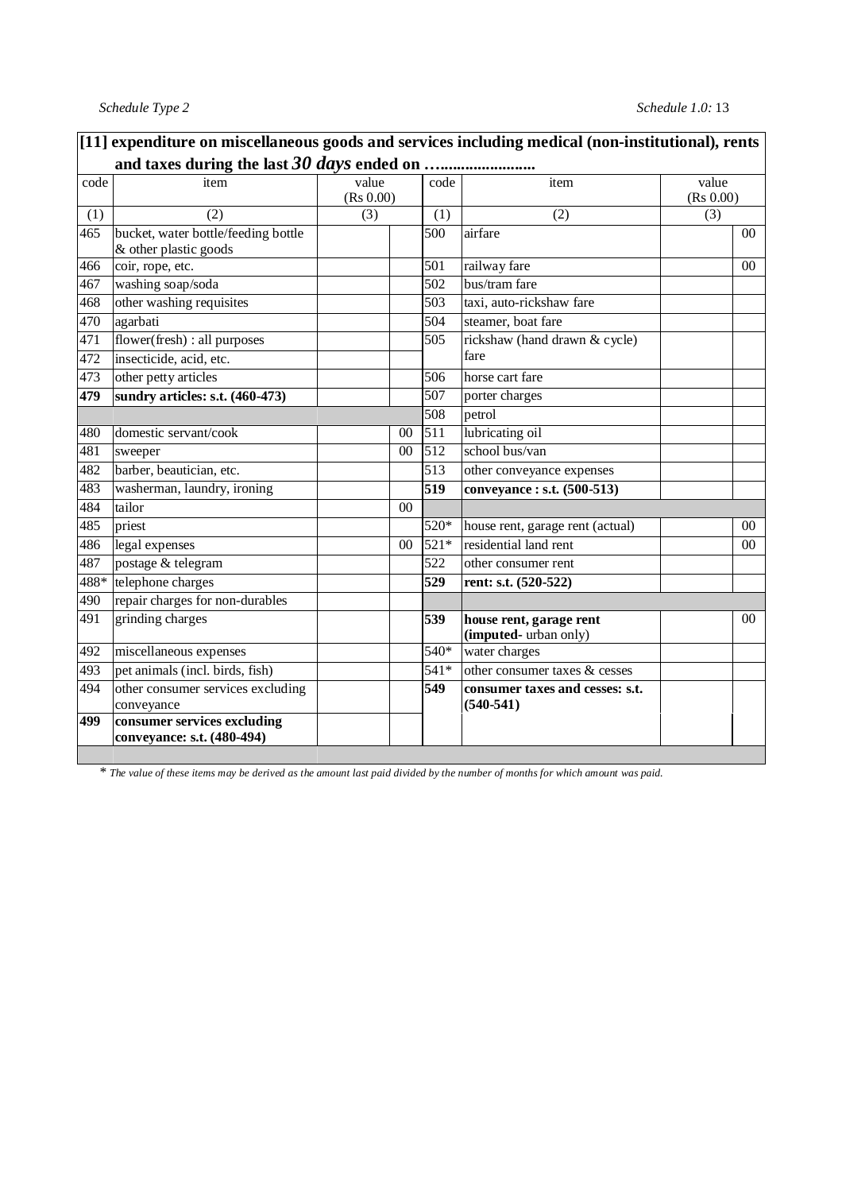## [11] expenditure on miscellaneous goods and services including medical (non-institutional), rents and taxes during the last *30 days* ended on ……………………

| code | item | value (Rs 0.00) | | code | item | value (Rs 0.00) | |
|---|---|---|---|---|---|---|---|
| (1) | (2) | (3) | | (1) | (2) | (3) | |
| 465 | bucket, water bottle/feeding bottle & other plastic goods | | | 500 | airfare | | 00 |
| 466 | coir, rope, etc. | | | 501 | railway fare | | 00 |
| 467 | washing soap/soda | | | 502 | bus/tram fare | | |
| 468 | other washing requisites | | | 503 | taxi, auto-rickshaw fare | | |
| 470 | agarbati | | | 504 | steamer, boat fare | | |
| 471 | flower(fresh) : all purposes | | | 505 | rickshaw (hand drawn & cycle) fare | | |
| 472 | insecticide, acid, etc. | | | | | | |
| 473 | other petty articles | | | 506 | horse cart fare | | |
| **479** | **sundry articles: s.t. (460-473)** | | | 507 | porter charges | | |
| | | | | 508 | petrol | | |
| 480 | domestic servant/cook | | 00 | 511 | lubricating oil | | |
| 481 | sweeper | | 00 | 512 | school bus/van | | |
| 482 | barber, beautician, etc. | | | 513 | other conveyance expenses | | |
| 483 | washerman, laundry, ironing | | | **519** | **conveyance : s.t. (500-513)** | | |
| 484 | tailor | | 00 | | | | |
| 485 | priest | | | 520* | house rent, garage rent (actual) | | 00 |
| 486 | legal expenses | | 00 | 521* | residential land rent | | 00 |
| 487 | postage & telegram | | | 522 | other consumer rent | | |
| 488* | telephone charges | | | **529** | **rent: s.t. (520-522)** | | |
| 490 | repair charges for non-durables | | | | | | |
| 491 | grinding charges | | | **539** | **house rent, garage rent (imputed**- urban only) | | 00 |
| 492 | miscellaneous expenses | | | 540* | water charges | | |
| 493 | pet animals (incl. birds, fish) | | | 541* | other consumer taxes & cesses | | |
| 494 | other consumer services excluding conveyance | | | **549** | **consumer taxes and cesses: s.t. (540-541)** | | |
| **499** | **consumer services excluding conveyance: s.t. (480-494)** | | | | | | |

\* *The value of these items may be derived as the amount last paid divided by the number of months for which amount was paid.*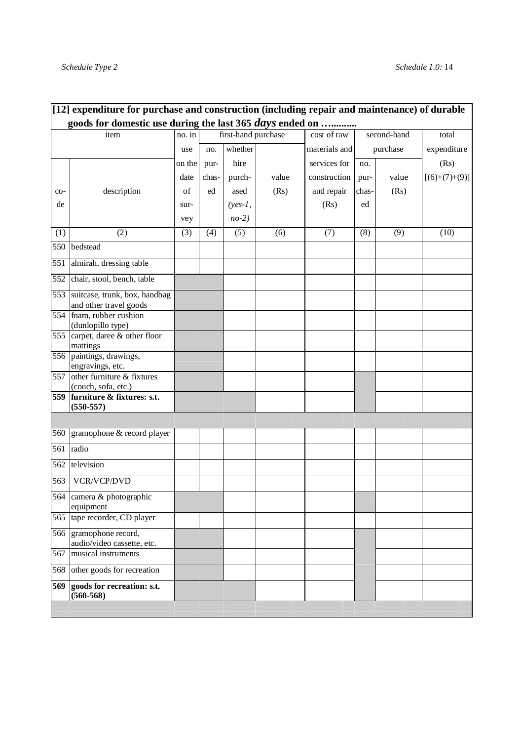**[12] expenditure for purchase and construction (including repair and maintenance) of durable goods for domestic use during the last 365 *days* ended on …..........**

| item | | no. in use on the date of survey | first-hand purchase | | | cost of raw materials and services for construction and repair (Rs) | second-hand purchase | | total expenditure (Rs) [(6)+(7)+(9)] |
|---|---|---|---|---|---|---|---|---|---|
| code | description | | no. purchased | whether hire purchased (*yes-1, no-2)* | value (Rs) | | no. purchased | value (Rs) | |
| (1) | (2) | (3) | (4) | (5) | (6) | (7) | (8) | (9) | (10) |
| 550 | bedstead | | | | | | | | |
| 551 | almirah, dressing table | | | | | | | | |
| 552 | chair, stool, bench, table | | | | | | | | |
| 553 | suitcase, trunk, box, handbag and other travel goods | | | | | | | | |
| 554 | foam, rubber cushion (dunlopillo type) | | | | | | | | |
| 555 | carpet, daree & other floor mattings | | | | | | | | |
| 556 | paintings, drawings, engravings, etc. | | | | | | | | |
| 557 | other furniture & fixtures (couch, sofa, etc.) | | | | | | | | |
| **559** | **furniture & fixtures: s.t. (550-557)** | | | | | | | | |
| | | | | | | | | | |
| 560 | gramophone & record player | | | | | | | | |
| 561 | radio | | | | | | | | |
| 562 | television | | | | | | | | |
| 563 | VCR/VCP/DVD | | | | | | | | |
| 564 | camera & photographic equipment | | | | | | | | |
| 565 | tape recorder, CD player | | | | | | | | |
| 566 | gramophone record, audio/video cassette, etc. | | | | | | | | |
| 567 | musical instruments | | | | | | | | |
| 568 | other goods for recreation | | | | | | | | |
| **569** | **goods for recreation: s.t. (560-568)** | | | | | | | | |
| | | | | | | | | | |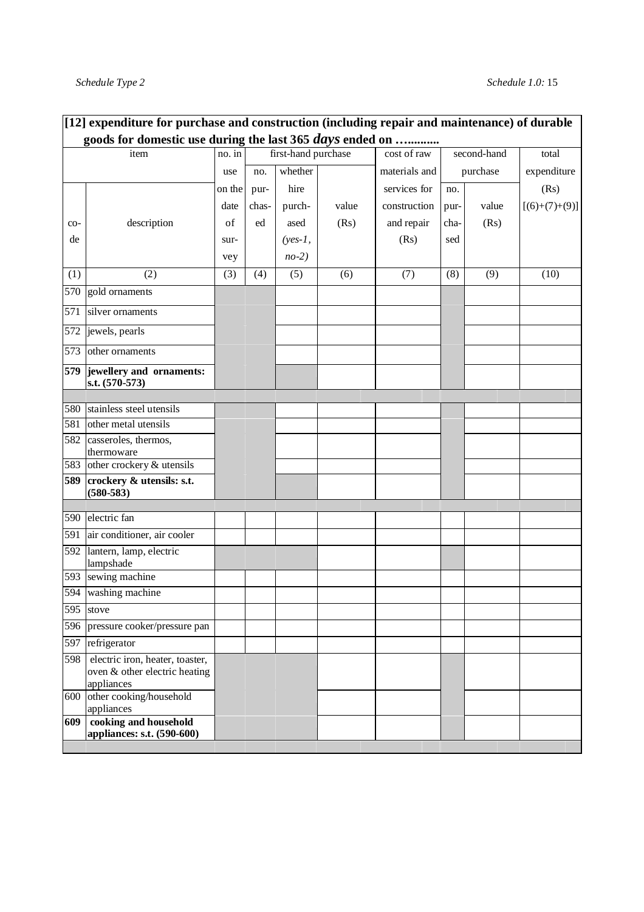**[12] expenditure for purchase and construction (including repair and maintenance) of durable goods for domestic use during the last 365 *days* ended on …..........**

| item | | no. in use on the date of survey | first-hand purchase | | | cost of raw materials and services for construction and repair (Rs) | second-hand purchase | | total expenditure (Rs) [(6)+(7)+(9)] |
|---|---|---|---|---|---|---|---|---|---|
| code | description | | no. purchased | whether hire purchased (*yes-1, no-2*) | value (Rs) | | no. purchased | value (Rs) | |
| (1) | (2) | (3) | (4) | (5) | (6) | (7) | (8) | (9) | (10) |
| 570 | gold ornaments | | | | | | | | |
| 571 | silver ornaments | | | | | | | | |
| 572 | jewels, pearls | | | | | | | | |
| 573 | other ornaments | | | | | | | | |
| **579** | **jewellery and ornaments: s.t. (570-573)** | | | | | | | | |
| | | | | | | | | | |
| 580 | stainless steel utensils | | | | | | | | |
| 581 | other metal utensils | | | | | | | | |
| 582 | casseroles, thermos, thermoware | | | | | | | | |
| 583 | other crockery & utensils | | | | | | | | |
| **589** | **crockery & utensils: s.t. (580-583)** | | | | | | | | |
| | | | | | | | | | |
| 590 | electric fan | | | | | | | | |
| 591 | air conditioner, air cooler | | | | | | | | |
| 592 | lantern, lamp, electric lampshade | | | | | | | | |
| 593 | sewing machine | | | | | | | | |
| 594 | washing machine | | | | | | | | |
| 595 | stove | | | | | | | | |
| 596 | pressure cooker/pressure pan | | | | | | | | |
| 597 | refrigerator | | | | | | | | |
| 598 | electric iron, heater, toaster, oven & other electric heating appliances | | | | | | | | |
| 600 | other cooking/household appliances | | | | | | | | |
| **609** | **cooking and household appliances: s.t. (590-600)** | | | | | | | | |
| | | | | | | | | | |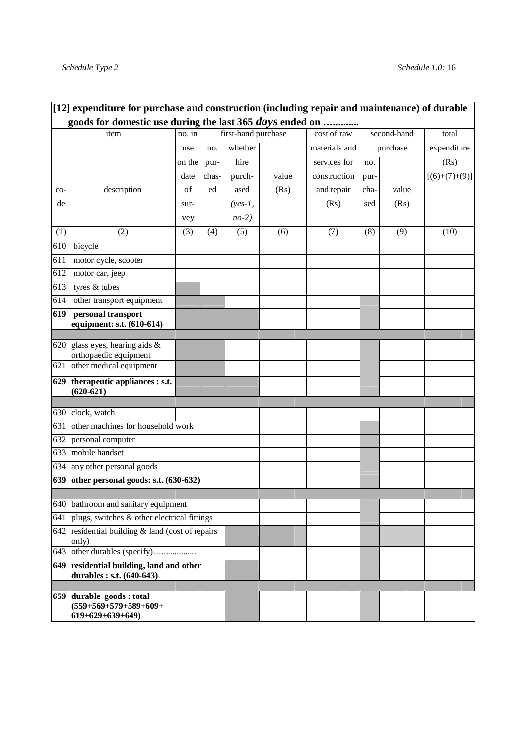## [12] expenditure for purchase and construction (including repair and maintenance) of durable goods for domestic use during the last 365 *days* ended on …..........

| code | description | no. in use on the date of survey | first-hand purchase: no. purchased | first-hand purchase: whether hire purchased (yes-1, no-2) | first-hand purchase: value (Rs) | cost of raw materials and services for construction and repair (Rs) | second-hand purchase: no. purchased | second-hand purchase: value (Rs) | total expenditure (Rs) [(6)+(7)+(9)] |
|---|---|---|---|---|---|---|---|---|---|
| (1) | (2) | (3) | (4) | (5) | (6) | (7) | (8) | (9) | (10) |
| 610 | bicycle | | | | | | | | |
| 611 | motor cycle, scooter | | | | | | | | |
| 612 | motor car, jeep | | | | | | | | |
| 613 | tyres & tubes | | | | | | | | |
| 614 | other transport equipment | | | | | | | | |
| **619** | **personal transport equipment: s.t. (610-614)** | | | | | | | | |
| 620 | glass eyes, hearing aids & orthopaedic equipment | | | | | | | | |
| 621 | other medical equipment | | | | | | | | |
| **629** | **therapeutic appliances : s.t. (620-621)** | | | | | | | | |
| 630 | clock, watch | | | | | | | | |
| 631 | other machines for household work | | | | | | | | |
| 632 | personal computer | | | | | | | | |
| 633 | mobile handset | | | | | | | | |
| 634 | any other personal goods | | | | | | | | |
| **639** | **other personal goods: s.t. (630-632)** | | | | | | | | |
| 640 | bathroom and sanitary equipment | | | | | | | | |
| 641 | plugs, switches & other electrical fittings | | | | | | | | |
| 642 | residential building & land (cost of repairs only) | | | | | | | | |
| 643 | other durables (specify)…................ | | | | | | | | |
| **649** | **residential building, land and other durables : s.t. (640-643)** | | | | | | | | |
| **659** | **durable goods : total (559+569+579+589+609+ 619+629+639+649)** | | | | | | | | |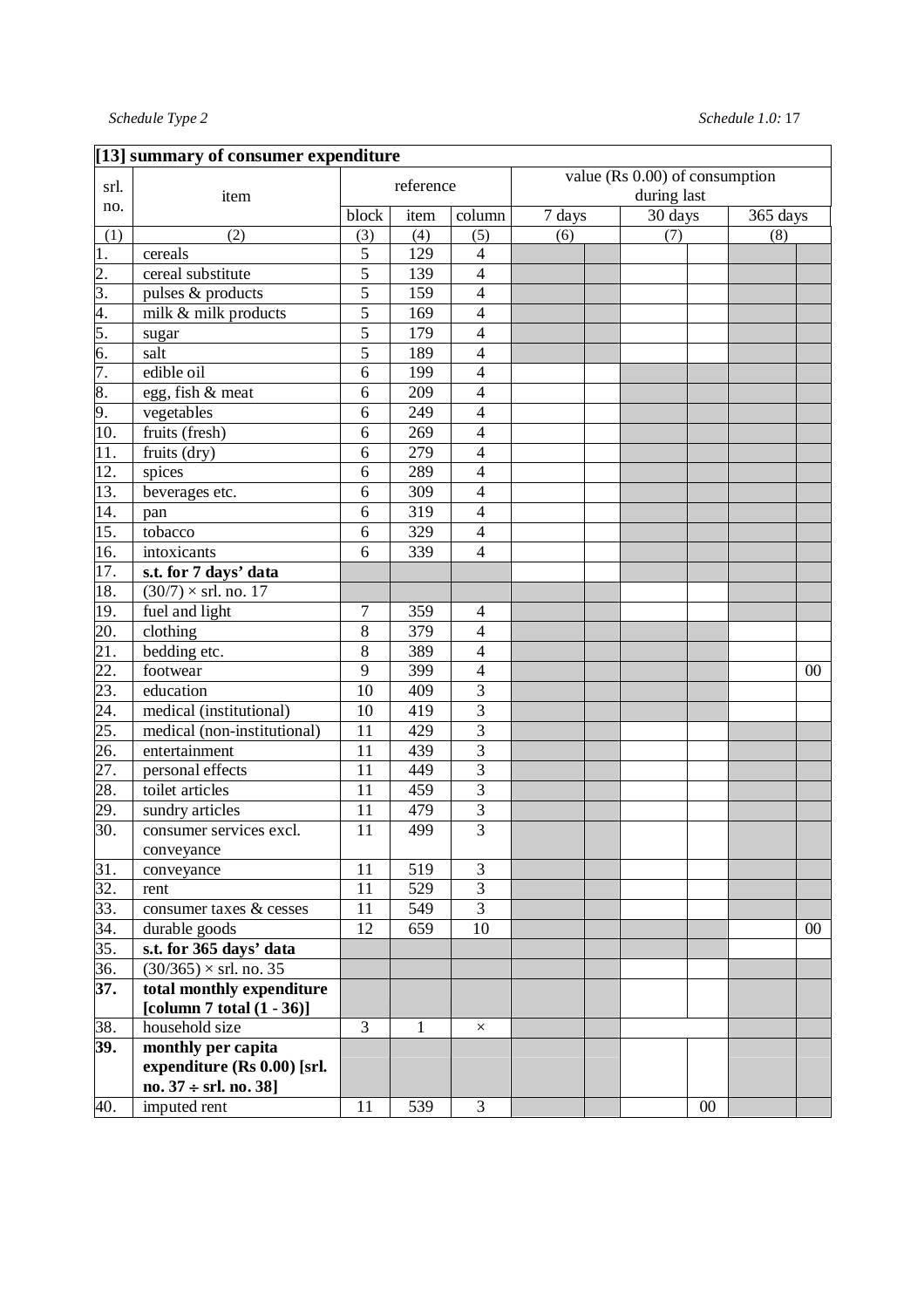**[13] summary of consumer expenditure**

| srl. no. | item | reference | | | value (Rs 0.00) of consumption during last | | |
|---|---|---|---|---|---|---|---|
| | | block | item | column | 7 days | 30 days | 365 days |
| (1) | (2) | (3) | (4) | (5) | (6) | (7) | (8) |
| 1. | cereals | 5 | 129 | 4 | | | |
| 2. | cereal substitute | 5 | 139 | 4 | | | |
| 3. | pulses & products | 5 | 159 | 4 | | | |
| 4. | milk & milk products | 5 | 169 | 4 | | | |
| 5. | sugar | 5 | 179 | 4 | | | |
| 6. | salt | 5 | 189 | 4 | | | |
| 7. | edible oil | 6 | 199 | 4 | | | |
| 8. | egg, fish & meat | 6 | 209 | 4 | | | |
| 9. | vegetables | 6 | 249 | 4 | | | |
| 10. | fruits (fresh) | 6 | 269 | 4 | | | |
| 11. | fruits (dry) | 6 | 279 | 4 | | | |
| 12. | spices | 6 | 289 | 4 | | | |
| 13. | beverages etc. | 6 | 309 | 4 | | | |
| 14. | pan | 6 | 319 | 4 | | | |
| 15. | tobacco | 6 | 329 | 4 | | | |
| 16. | intoxicants | 6 | 339 | 4 | | | |
| 17. | **s.t. for 7 days' data** | | | | | | |
| 18. | (30/7) × srl. no. 17 | | | | | | |
| 19. | fuel and light | 7 | 359 | 4 | | | |
| 20. | clothing | 8 | 379 | 4 | | | |
| 21. | bedding etc. | 8 | 389 | 4 | | | |
| 22. | footwear | 9 | 399 | 4 | | | 00 |
| 23. | education | 10 | 409 | 3 | | | |
| 24. | medical (institutional) | 10 | 419 | 3 | | | |
| 25. | medical (non-institutional) | 11 | 429 | 3 | | | |
| 26. | entertainment | 11 | 439 | 3 | | | |
| 27. | personal effects | 11 | 449 | 3 | | | |
| 28. | toilet articles | 11 | 459 | 3 | | | |
| 29. | sundry articles | 11 | 479 | 3 | | | |
| 30. | consumer services excl. conveyance | 11 | 499 | 3 | | | |
| 31. | conveyance | 11 | 519 | 3 | | | |
| 32. | rent | 11 | 529 | 3 | | | |
| 33. | consumer taxes & cesses | 11 | 549 | 3 | | | |
| 34. | durable goods | 12 | 659 | 10 | | | 00 |
| 35. | **s.t. for 365 days' data** | | | | | | |
| 36. | (30/365) × srl. no. 35 | | | | | | |
| **37.** | **total monthly expenditure [column 7 total (1 - 36)]** | | | | | | |
| 38. | household size | 3 | 1 | × | | | |
| **39.** | **monthly per capita expenditure (Rs 0.00) [srl. no. 37 ÷ srl. no. 38]** | | | | | | |
| 40. | imputed rent | 11 | 539 | 3 | | 00 | |